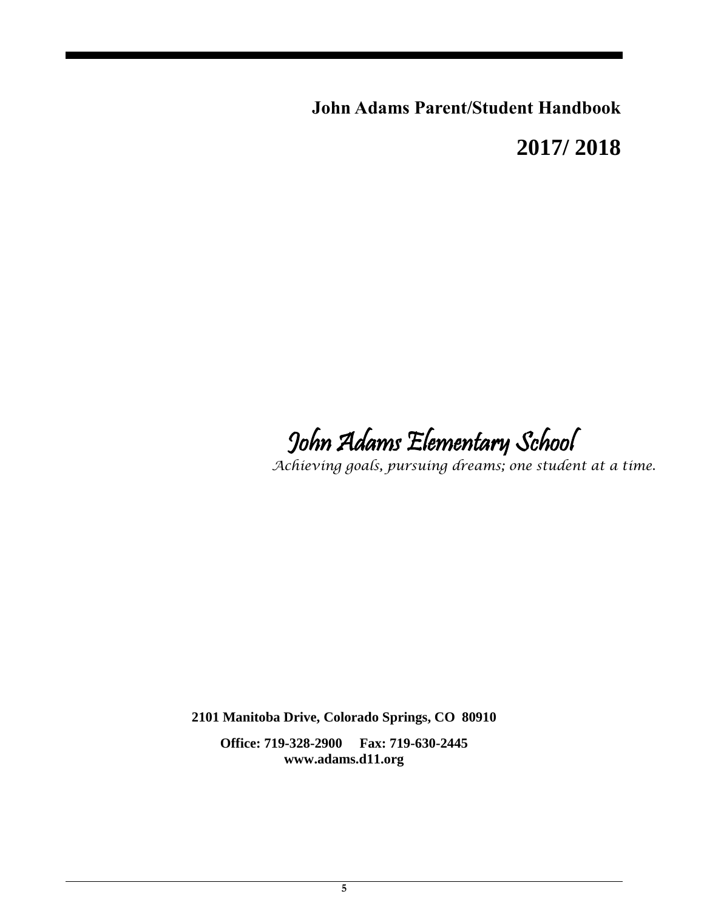# John Adams Parent/Student Handbook

## 2017/ 2018

# *John Adams Elementary School*

*Achieving goals, pursuing dreams; one student at a time.*

**2101 Manitoba Drive, Colorado Springs, CO 80910**

**Office: 719-328-2900 Fax: 719-630-2445**
**www.adams.d11.org**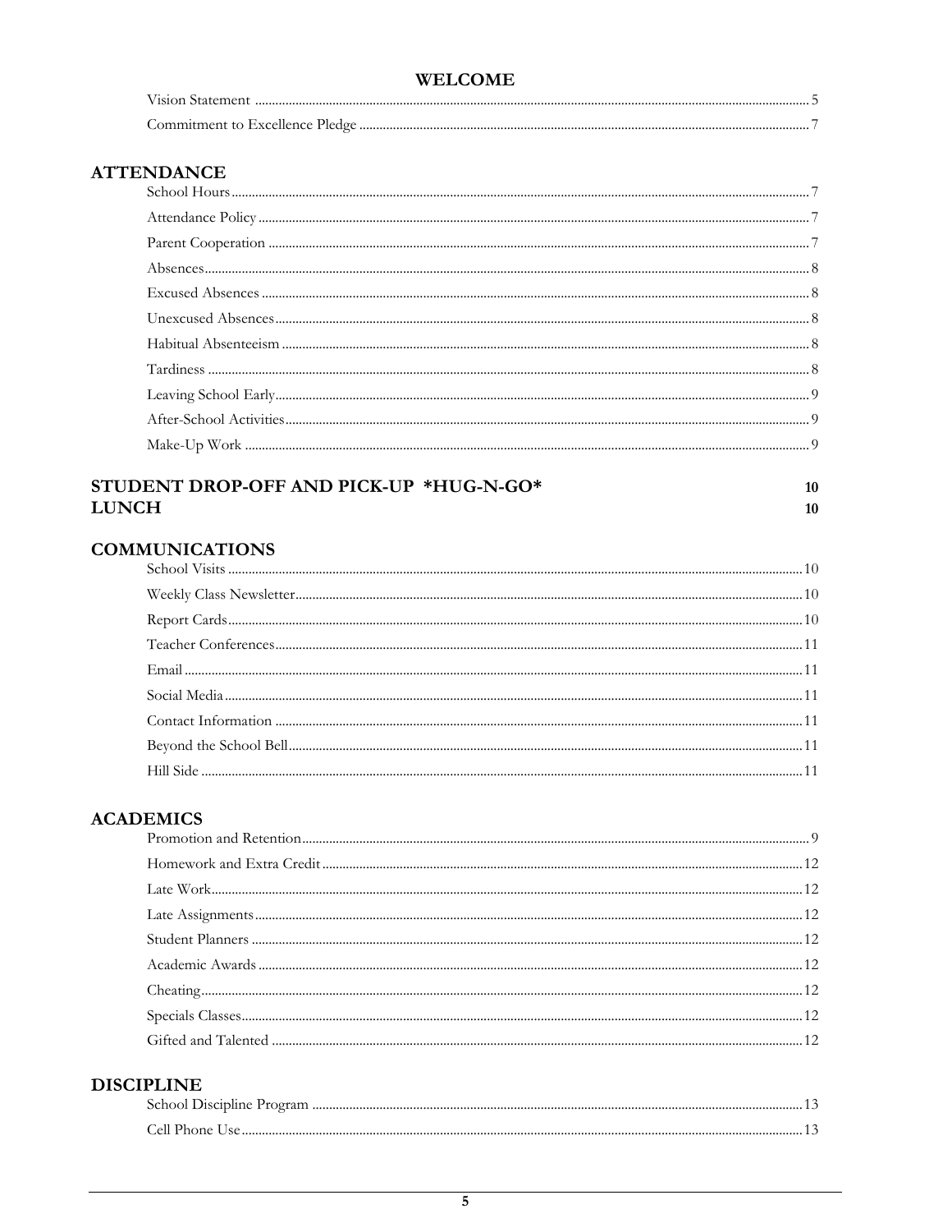## WELCOME

Vision Statement ..... 5

Commitment to Excellence Pledge ..... 7

## ATTENDANCE

School Hours ..... 7

Attendance Policy ..... 7

Parent Cooperation ..... 7

Absences ..... 8

Excused Absences ..... 8

Unexcused Absences ..... 8

Habitual Absenteeism ..... 8

Tardiness ..... 8

Leaving School Early ..... 9

After-School Activities ..... 9

Make-Up Work ..... 9

## STUDENT DROP-OFF AND PICK-UP *HUG-N-GO* 10

## LUNCH 10

## COMMUNICATIONS

School Visits ..... 10

Weekly Class Newsletter ..... 10

Report Cards ..... 10

Teacher Conferences ..... 11

Email ..... 11

Social Media ..... 11

Contact Information ..... 11

Beyond the School Bell ..... 11

Hill Side ..... 11

## ACADEMICS

Promotion and Retention ..... 9

Homework and Extra Credit ..... 12

Late Work ..... 12

Late Assignments ..... 12

Student Planners ..... 12

Academic Awards ..... 12

Cheating ..... 12

Specials Classes ..... 12

Gifted and Talented ..... 12

## DISCIPLINE

School Discipline Program ..... 13

Cell Phone Use ..... 13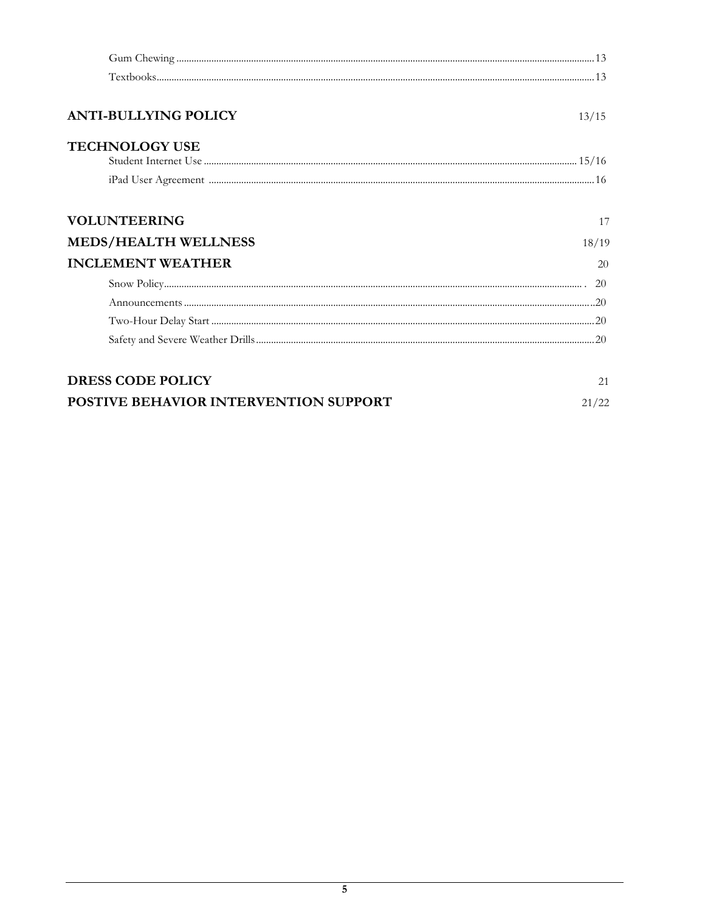Gum Chewing ........................................................................................................................................................ 13

Textbooks.............................................................................................................................................................. 13

**ANTI-BULLYING POLICY** 13/15

**TECHNOLOGY USE**

Student Internet Use ......................................................................................................................................... 15/16

iPad User Agreement ........................................................................................................................................... 16

**VOLUNTEERING** 17

**MEDS/HEALTH WELLNESS** 18/19

**INCLEMENT WEATHER** 20

Snow Policy........................................................................................................................................................ . 20

Announcements .................................................................................................................................................. ..20

Two-Hour Delay Start ........................................................................................................................................ 20

Safety and Severe Weather Drills....................................................................................................................... 20

**DRESS CODE POLICY** 21

**POSTIVE BEHAVIOR INTERVENTION SUPPORT** 21/22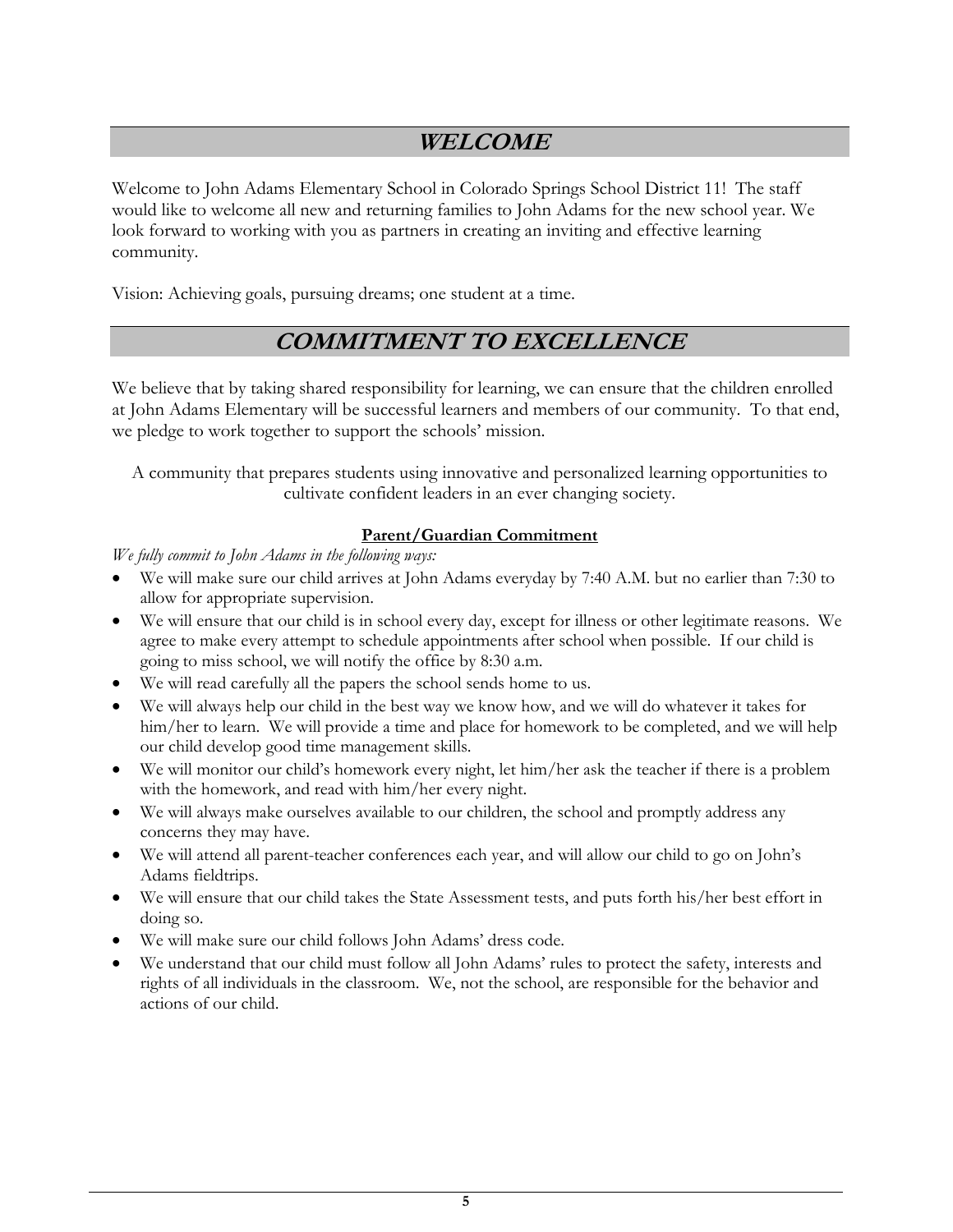## *WELCOME*

Welcome to John Adams Elementary School in Colorado Springs School District 11! The staff would like to welcome all new and returning families to John Adams for the new school year. We look forward to working with you as partners in creating an inviting and effective learning community.

Vision: Achieving goals, pursuing dreams; one student at a time.

## *COMMITMENT TO EXCELLENCE*

We believe that by taking shared responsibility for learning, we can ensure that the children enrolled at John Adams Elementary will be successful learners and members of our community. To that end, we pledge to work together to support the schools' mission.

A community that prepares students using innovative and personalized learning opportunities to cultivate confident leaders in an ever changing society.

### **Parent/Guardian Commitment**

*We fully commit to John Adams in the following ways:*

- We will make sure our child arrives at John Adams everyday by 7:40 A.M. but no earlier than 7:30 to allow for appropriate supervision.
- We will ensure that our child is in school every day, except for illness or other legitimate reasons. We agree to make every attempt to schedule appointments after school when possible. If our child is going to miss school, we will notify the office by 8:30 a.m.
- We will read carefully all the papers the school sends home to us.
- We will always help our child in the best way we know how, and we will do whatever it takes for him/her to learn. We will provide a time and place for homework to be completed, and we will help our child develop good time management skills.
- We will monitor our child's homework every night, let him/her ask the teacher if there is a problem with the homework, and read with him/her every night.
- We will always make ourselves available to our children, the school and promptly address any concerns they may have.
- We will attend all parent-teacher conferences each year, and will allow our child to go on John's Adams fieldtrips.
- We will ensure that our child takes the State Assessment tests, and puts forth his/her best effort in doing so.
- We will make sure our child follows John Adams' dress code.
- We understand that our child must follow all John Adams' rules to protect the safety, interests and rights of all individuals in the classroom. We, not the school, are responsible for the behavior and actions of our child.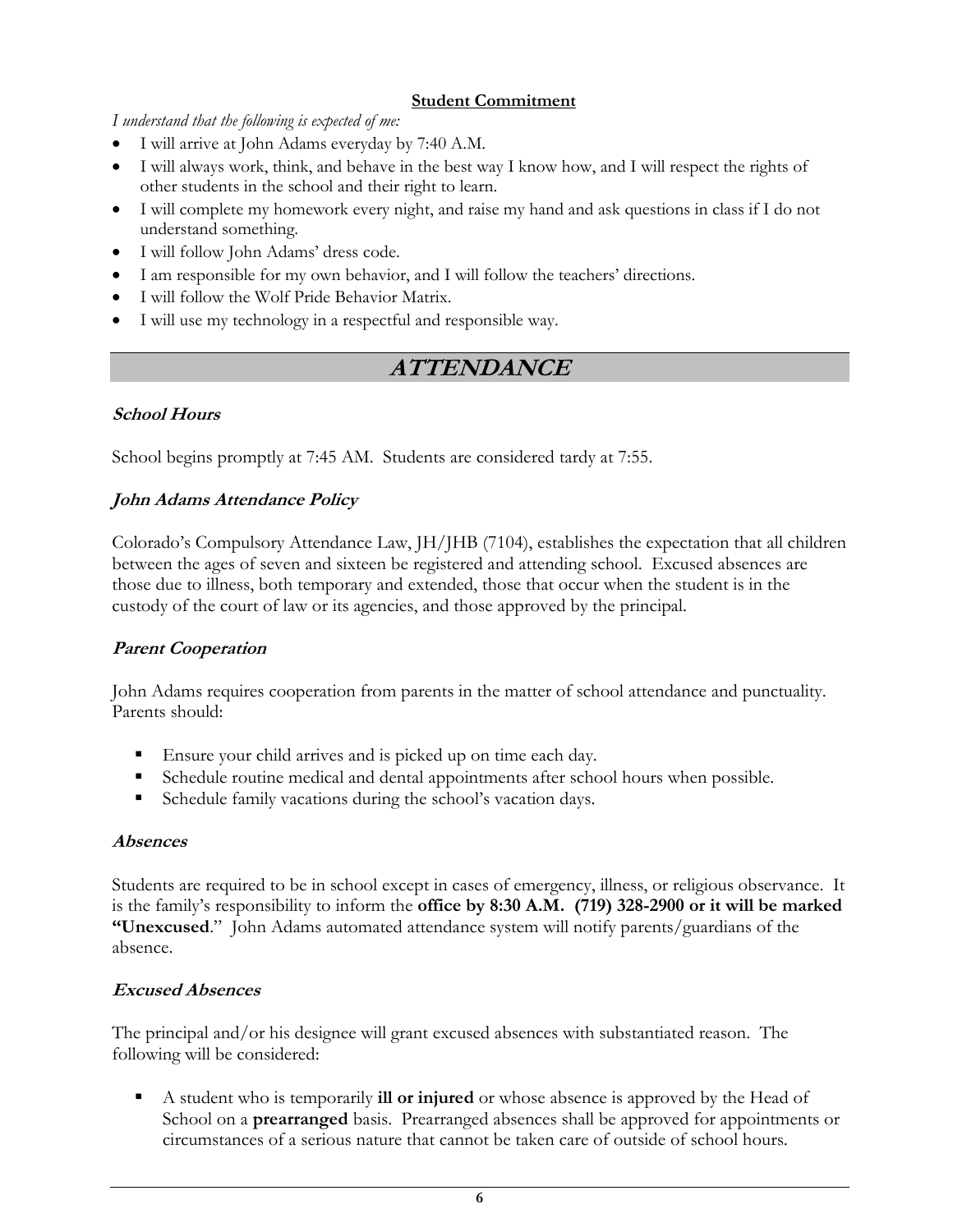**Student Commitment**

*I understand that the following is expected of me:*

- I will arrive at John Adams everyday by 7:40 A.M.
- I will always work, think, and behave in the best way I know how, and I will respect the rights of other students in the school and their right to learn.
- I will complete my homework every night, and raise my hand and ask questions in class if I do not understand something.
- I will follow John Adams' dress code.
- I am responsible for my own behavior, and I will follow the teachers' directions.
- I will follow the Wolf Pride Behavior Matrix.
- I will use my technology in a respectful and responsible way.

# ATTENDANCE

### School Hours

School begins promptly at 7:45 AM. Students are considered tardy at 7:55.

### John Adams Attendance Policy

Colorado's Compulsory Attendance Law, JH/JHB (7104), establishes the expectation that all children between the ages of seven and sixteen be registered and attending school. Excused absences are those due to illness, both temporary and extended, those that occur when the student is in the custody of the court of law or its agencies, and those approved by the principal.

### Parent Cooperation

John Adams requires cooperation from parents in the matter of school attendance and punctuality. Parents should:

- Ensure your child arrives and is picked up on time each day.
- Schedule routine medical and dental appointments after school hours when possible.
- Schedule family vacations during the school's vacation days.

### Absences

Students are required to be in school except in cases of emergency, illness, or religious observance. It is the family's responsibility to inform the **office by 8:30 A.M. (719) 328-2900 or it will be marked "Unexcused**." John Adams automated attendance system will notify parents/guardians of the absence.

### Excused Absences

The principal and/or his designee will grant excused absences with substantiated reason. The following will be considered:

- A student who is temporarily **ill or injured** or whose absence is approved by the Head of School on a **prearranged** basis. Prearranged absences shall be approved for appointments or circumstances of a serious nature that cannot be taken care of outside of school hours.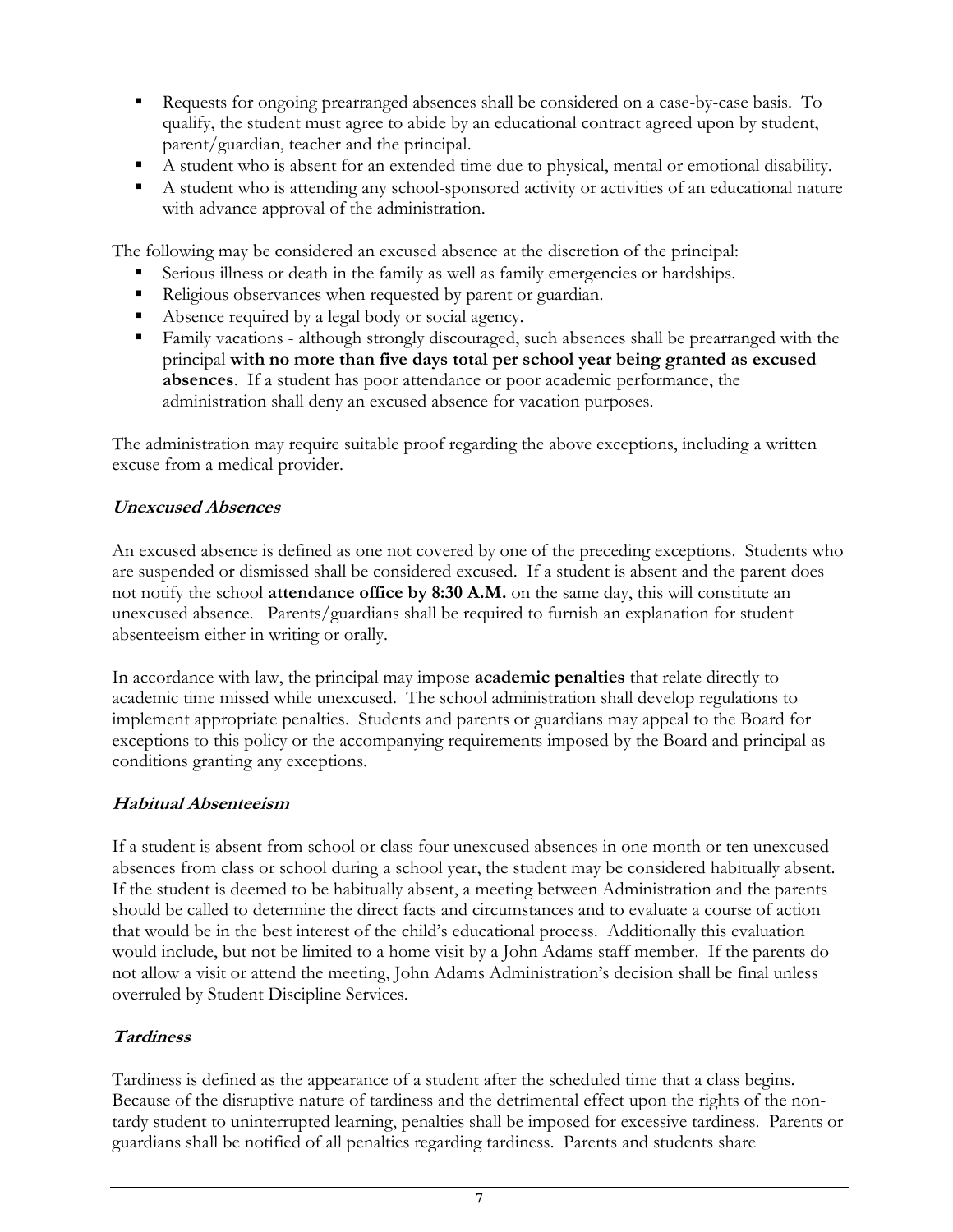- Requests for ongoing prearranged absences shall be considered on a case-by-case basis. To qualify, the student must agree to abide by an educational contract agreed upon by student, parent/guardian, teacher and the principal.
- A student who is absent for an extended time due to physical, mental or emotional disability.
- A student who is attending any school-sponsored activity or activities of an educational nature with advance approval of the administration.

The following may be considered an excused absence at the discretion of the principal:

- Serious illness or death in the family as well as family emergencies or hardships.
- Religious observances when requested by parent or guardian.
- Absence required by a legal body or social agency.
- Family vacations - although strongly discouraged, such absences shall be prearranged with the principal **with no more than five days total per school year being granted as excused absences**. If a student has poor attendance or poor academic performance, the administration shall deny an excused absence for vacation purposes.

The administration may require suitable proof regarding the above exceptions, including a written excuse from a medical provider.

### ***Unexcused Absences***

An excused absence is defined as one not covered by one of the preceding exceptions. Students who are suspended or dismissed shall be considered excused. If a student is absent and the parent does not notify the school **attendance office by 8:30 A.M.** on the same day, this will constitute an unexcused absence. Parents/guardians shall be required to furnish an explanation for student absenteeism either in writing or orally.

In accordance with law, the principal may impose **academic penalties** that relate directly to academic time missed while unexcused. The school administration shall develop regulations to implement appropriate penalties. Students and parents or guardians may appeal to the Board for exceptions to this policy or the accompanying requirements imposed by the Board and principal as conditions granting any exceptions.

### ***Habitual Absenteeism***

If a student is absent from school or class four unexcused absences in one month or ten unexcused absences from class or school during a school year, the student may be considered habitually absent. If the student is deemed to be habitually absent, a meeting between Administration and the parents should be called to determine the direct facts and circumstances and to evaluate a course of action that would be in the best interest of the child's educational process. Additionally this evaluation would include, but not be limited to a home visit by a John Adams staff member. If the parents do not allow a visit or attend the meeting, John Adams Administration's decision shall be final unless overruled by Student Discipline Services.

### ***Tardiness***

Tardiness is defined as the appearance of a student after the scheduled time that a class begins. Because of the disruptive nature of tardiness and the detrimental effect upon the rights of the non-tardy student to uninterrupted learning, penalties shall be imposed for excessive tardiness. Parents or guardians shall be notified of all penalties regarding tardiness. Parents and students share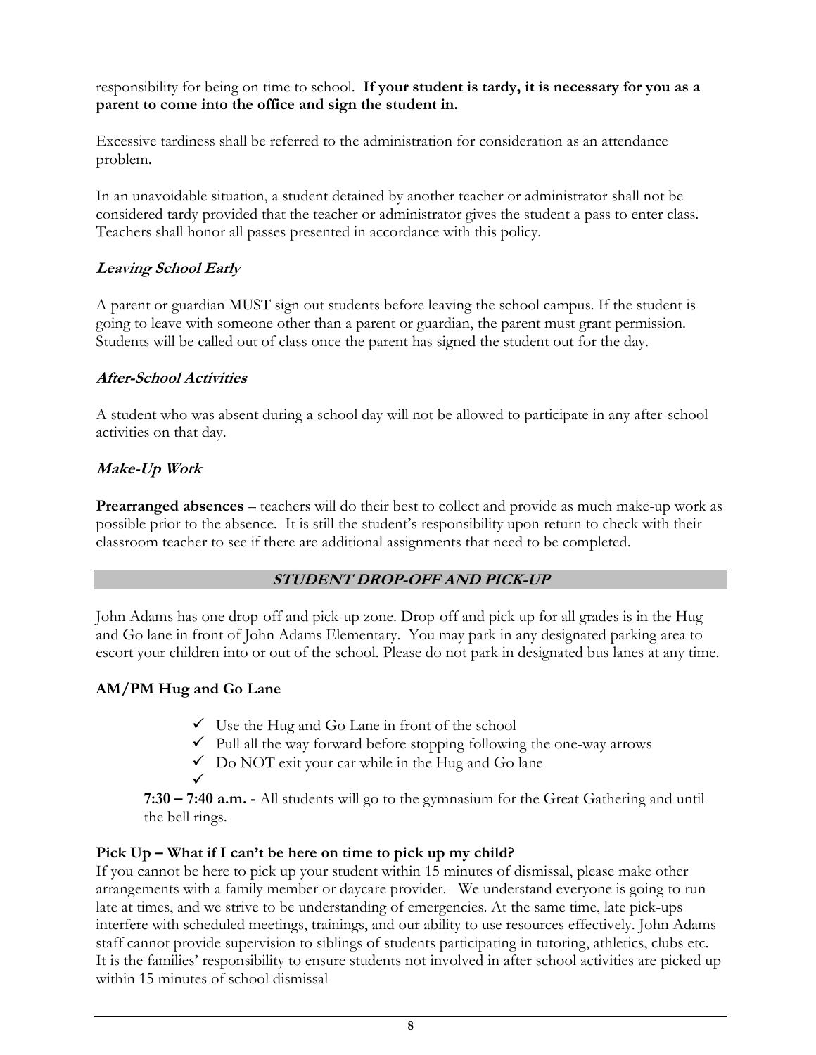responsibility for being on time to school. **If your student is tardy, it is necessary for you as a parent to come into the office and sign the student in.**

Excessive tardiness shall be referred to the administration for consideration as an attendance problem.

In an unavoidable situation, a student detained by another teacher or administrator shall not be considered tardy provided that the teacher or administrator gives the student a pass to enter class. Teachers shall honor all passes presented in accordance with this policy.

### *Leaving School Early*

A parent or guardian MUST sign out students before leaving the school campus. If the student is going to leave with someone other than a parent or guardian, the parent must grant permission. Students will be called out of class once the parent has signed the student out for the day.

### *After-School Activities*

A student who was absent during a school day will not be allowed to participate in any after-school activities on that day.

### *Make-Up Work*

**Prearranged absences** – teachers will do their best to collect and provide as much make-up work as possible prior to the absence. It is still the student's responsibility upon return to check with their classroom teacher to see if there are additional assignments that need to be completed.

## *STUDENT DROP-OFF AND PICK-UP*

John Adams has one drop-off and pick-up zone. Drop-off and pick up for all grades is in the Hug and Go lane in front of John Adams Elementary. You may park in any designated parking area to escort your children into or out of the school. Please do not park in designated bus lanes at any time.

### AM/PM Hug and Go Lane

- ✓ Use the Hug and Go Lane in front of the school
- ✓ Pull all the way forward before stopping following the one-way arrows
- ✓ Do NOT exit your car while in the Hug and Go lane
- ✓

**7:30 – 7:40 a.m. -** All students will go to the gymnasium for the Great Gathering and until the bell rings.

### Pick Up – What if I can't be here on time to pick up my child?

If you cannot be here to pick up your student within 15 minutes of dismissal, please make other arrangements with a family member or daycare provider. We understand everyone is going to run late at times, and we strive to be understanding of emergencies. At the same time, late pick-ups interfere with scheduled meetings, trainings, and our ability to use resources effectively. John Adams staff cannot provide supervision to siblings of students participating in tutoring, athletics, clubs etc. It is the families' responsibility to ensure students not involved in after school activities are picked up within 15 minutes of school dismissal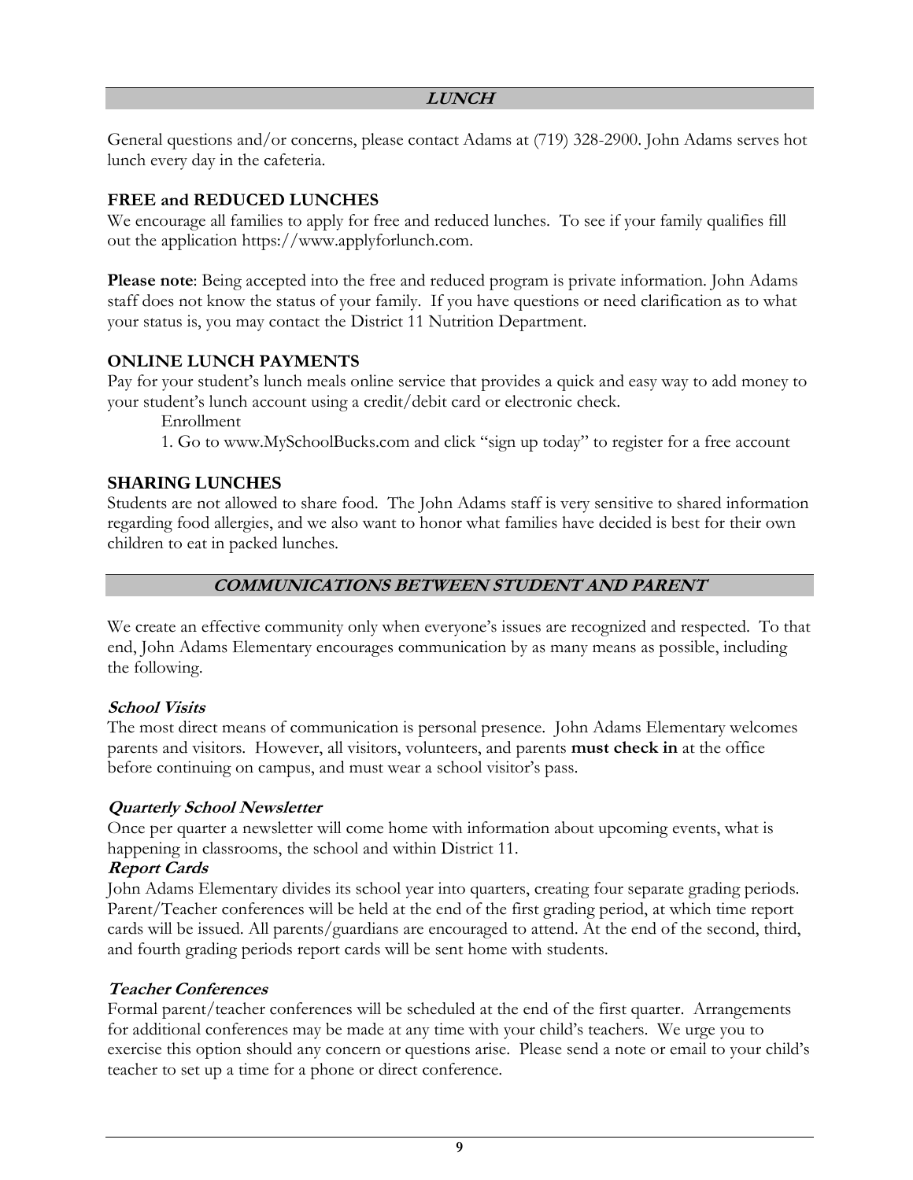## *LUNCH*

General questions and/or concerns, please contact Adams at (719) 328-2900. John Adams serves hot lunch every day in the cafeteria.

### FREE and REDUCED LUNCHES

We encourage all families to apply for free and reduced lunches. To see if your family qualifies fill out the application https://www.applyforlunch.com.

**Please note**: Being accepted into the free and reduced program is private information. John Adams staff does not know the status of your family. If you have questions or need clarification as to what your status is, you may contact the District 11 Nutrition Department.

### ONLINE LUNCH PAYMENTS

Pay for your student's lunch meals online service that provides a quick and easy way to add money to your student's lunch account using a credit/debit card or electronic check.

Enrollment

1. Go to www.MySchoolBucks.com and click "sign up today" to register for a free account

### SHARING LUNCHES

Students are not allowed to share food. The John Adams staff is very sensitive to shared information regarding food allergies, and we also want to honor what families have decided is best for their own children to eat in packed lunches.

## *COMMUNICATIONS BETWEEN STUDENT AND PARENT*

We create an effective community only when everyone's issues are recognized and respected. To that end, John Adams Elementary encourages communication by as many means as possible, including the following.

### *School Visits*

The most direct means of communication is personal presence. John Adams Elementary welcomes parents and visitors. However, all visitors, volunteers, and parents **must check in** at the office before continuing on campus, and must wear a school visitor's pass.

### *Quarterly School Newsletter*

Once per quarter a newsletter will come home with information about upcoming events, what is happening in classrooms, the school and within District 11.

### *Report Cards*

John Adams Elementary divides its school year into quarters, creating four separate grading periods. Parent/Teacher conferences will be held at the end of the first grading period, at which time report cards will be issued. All parents/guardians are encouraged to attend. At the end of the second, third, and fourth grading periods report cards will be sent home with students.

### *Teacher Conferences*

Formal parent/teacher conferences will be scheduled at the end of the first quarter. Arrangements for additional conferences may be made at any time with your child's teachers. We urge you to exercise this option should any concern or questions arise. Please send a note or email to your child's teacher to set up a time for a phone or direct conference.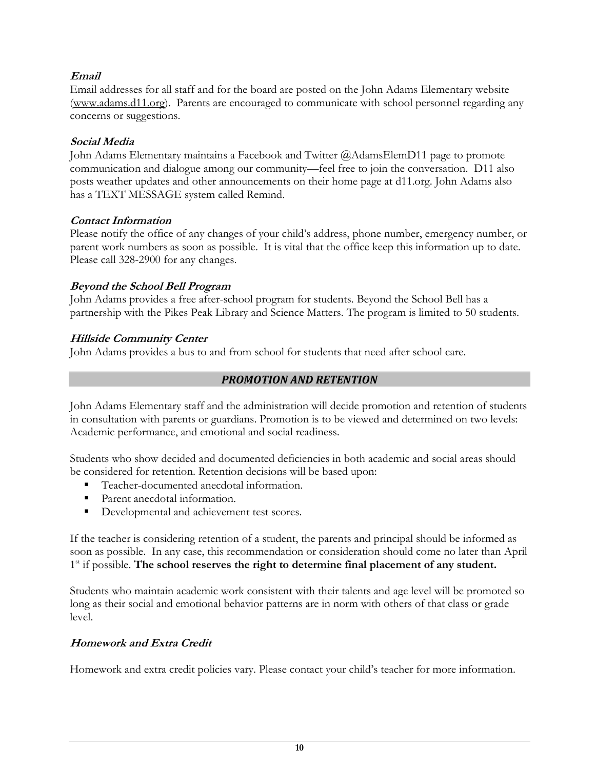### *Email*

Email addresses for all staff and for the board are posted on the John Adams Elementary website (www.adams.d11.org). Parents are encouraged to communicate with school personnel regarding any concerns or suggestions.

### *Social Media*

John Adams Elementary maintains a Facebook and Twitter @AdamsElemD11 page to promote communication and dialogue among our community—feel free to join the conversation. D11 also posts weather updates and other announcements on their home page at d11.org. John Adams also has a TEXT MESSAGE system called Remind.

### *Contact Information*

Please notify the office of any changes of your child's address, phone number, emergency number, or parent work numbers as soon as possible. It is vital that the office keep this information up to date. Please call 328-2900 for any changes.

### *Beyond the School Bell Program*

John Adams provides a free after-school program for students. Beyond the School Bell has a partnership with the Pikes Peak Library and Science Matters. The program is limited to 50 students.

### *Hillside Community Center*

John Adams provides a bus to and from school for students that need after school care.

## *PROMOTION AND RETENTION*

John Adams Elementary staff and the administration will decide promotion and retention of students in consultation with parents or guardians. Promotion is to be viewed and determined on two levels: Academic performance, and emotional and social readiness.

Students who show decided and documented deficiencies in both academic and social areas should be considered for retention. Retention decisions will be based upon:

- Teacher-documented anecdotal information.
- Parent anecdotal information.
- Developmental and achievement test scores.

If the teacher is considering retention of a student, the parents and principal should be informed as soon as possible. In any case, this recommendation or consideration should come no later than April 1st if possible. **The school reserves the right to determine final placement of any student.**

Students who maintain academic work consistent with their talents and age level will be promoted so long as their social and emotional behavior patterns are in norm with others of that class or grade level.

### *Homework and Extra Credit*

Homework and extra credit policies vary. Please contact your child's teacher for more information.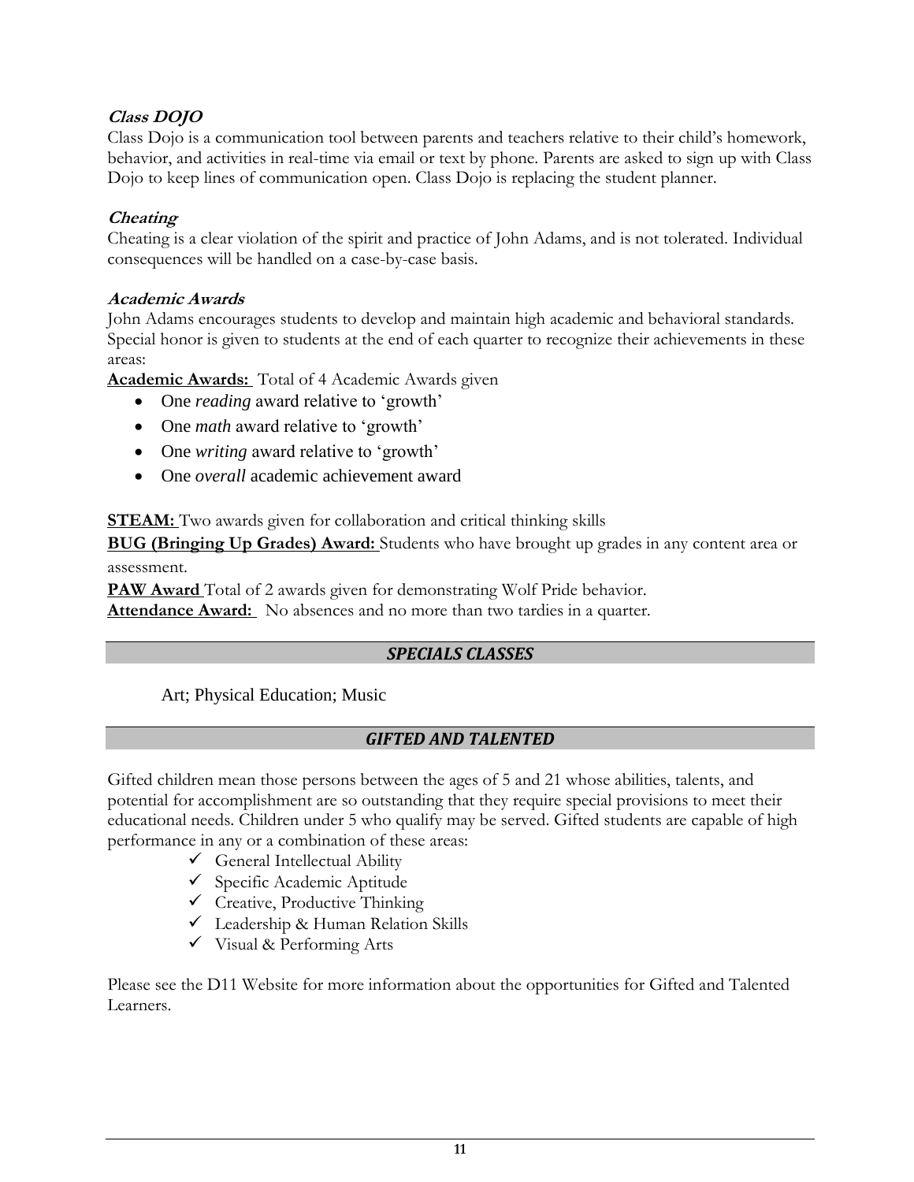### *Class DOJO*

Class Dojo is a communication tool between parents and teachers relative to their child's homework, behavior, and activities in real-time via email or text by phone. Parents are asked to sign up with Class Dojo to keep lines of communication open. Class Dojo is replacing the student planner.

### *Cheating*

Cheating is a clear violation of the spirit and practice of John Adams, and is not tolerated. Individual consequences will be handled on a case-by-case basis.

### *Academic Awards*

John Adams encourages students to develop and maintain high academic and behavioral standards. Special honor is given to students at the end of each quarter to recognize their achievements in these areas:

**Academic Awards:** Total of 4 Academic Awards given

- One *reading* award relative to 'growth'
- One *math* award relative to 'growth'
- One *writing* award relative to 'growth'
- One *overall* academic achievement award

**STEAM:** Two awards given for collaboration and critical thinking skills

**BUG (Bringing Up Grades) Award:** Students who have brought up grades in any content area or assessment.

**PAW Award** Total of 2 awards given for demonstrating Wolf Pride behavior.

**Attendance Award:** No absences and no more than two tardies in a quarter.

## *SPECIALS CLASSES*

Art; Physical Education; Music

## *GIFTED AND TALENTED*

Gifted children mean those persons between the ages of 5 and 21 whose abilities, talents, and potential for accomplishment are so outstanding that they require special provisions to meet their educational needs. Children under 5 who qualify may be served. Gifted students are capable of high performance in any or a combination of these areas:

- ✓ General Intellectual Ability
- ✓ Specific Academic Aptitude
- ✓ Creative, Productive Thinking
- ✓ Leadership & Human Relation Skills
- ✓ Visual & Performing Arts

Please see the D11 Website for more information about the opportunities for Gifted and Talented Learners.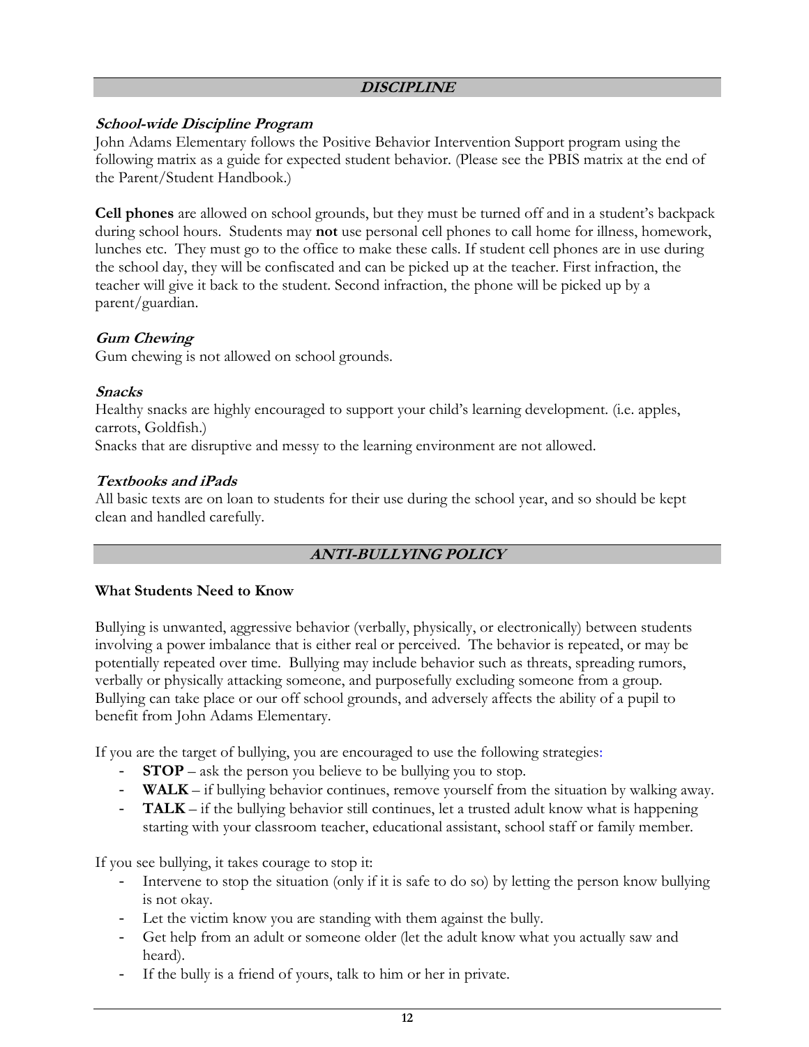## DISCIPLINE

### *School-wide Discipline Program*

John Adams Elementary follows the Positive Behavior Intervention Support program using the following matrix as a guide for expected student behavior. (Please see the PBIS matrix at the end of the Parent/Student Handbook.)

**Cell phones** are allowed on school grounds, but they must be turned off and in a student's backpack during school hours. Students may **not** use personal cell phones to call home for illness, homework, lunches etc. They must go to the office to make these calls. If student cell phones are in use during the school day, they will be confiscated and can be picked up at the teacher. First infraction, the teacher will give it back to the student. Second infraction, the phone will be picked up by a parent/guardian.

### *Gum Chewing*

Gum chewing is not allowed on school grounds.

### *Snacks*

Healthy snacks are highly encouraged to support your child's learning development. (i.e. apples, carrots, Goldfish.)

Snacks that are disruptive and messy to the learning environment are not allowed.

### *Textbooks and iPads*

All basic texts are on loan to students for their use during the school year, and so should be kept clean and handled carefully.

## ANTI-BULLYING POLICY

### What Students Need to Know

Bullying is unwanted, aggressive behavior (verbally, physically, or electronically) between students involving a power imbalance that is either real or perceived. The behavior is repeated, or may be potentially repeated over time. Bullying may include behavior such as threats, spreading rumors, verbally or physically attacking someone, and purposefully excluding someone from a group. Bullying can take place or our off school grounds, and adversely affects the ability of a pupil to benefit from John Adams Elementary.

If you are the target of bullying, you are encouraged to use the following strategies:

- **STOP** – ask the person you believe to be bullying you to stop.
- **WALK** – if bullying behavior continues, remove yourself from the situation by walking away.
- **TALK** – if the bullying behavior still continues, let a trusted adult know what is happening starting with your classroom teacher, educational assistant, school staff or family member.

If you see bullying, it takes courage to stop it:

- Intervene to stop the situation (only if it is safe to do so) by letting the person know bullying is not okay.
- Let the victim know you are standing with them against the bully.
- Get help from an adult or someone older (let the adult know what you actually saw and heard).
- If the bully is a friend of yours, talk to him or her in private.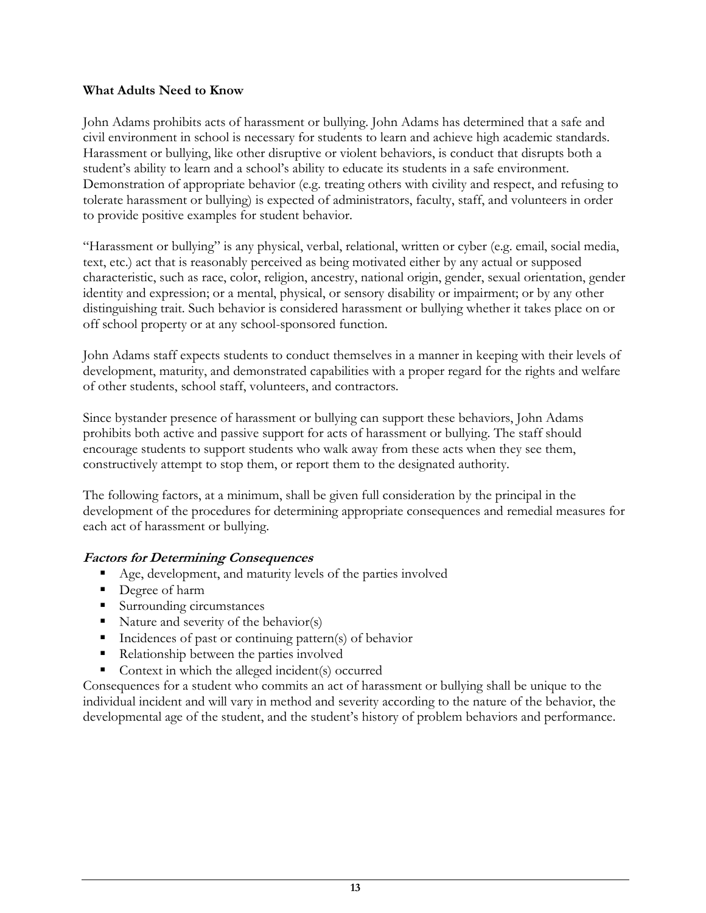**What Adults Need to Know**

John Adams prohibits acts of harassment or bullying. John Adams has determined that a safe and civil environment in school is necessary for students to learn and achieve high academic standards. Harassment or bullying, like other disruptive or violent behaviors, is conduct that disrupts both a student's ability to learn and a school's ability to educate its students in a safe environment. Demonstration of appropriate behavior (e.g. treating others with civility and respect, and refusing to tolerate harassment or bullying) is expected of administrators, faculty, staff, and volunteers in order to provide positive examples for student behavior.

"Harassment or bullying" is any physical, verbal, relational, written or cyber (e.g. email, social media, text, etc.) act that is reasonably perceived as being motivated either by any actual or supposed characteristic, such as race, color, religion, ancestry, national origin, gender, sexual orientation, gender identity and expression; or a mental, physical, or sensory disability or impairment; or by any other distinguishing trait. Such behavior is considered harassment or bullying whether it takes place on or off school property or at any school-sponsored function.

John Adams staff expects students to conduct themselves in a manner in keeping with their levels of development, maturity, and demonstrated capabilities with a proper regard for the rights and welfare of other students, school staff, volunteers, and contractors.

Since bystander presence of harassment or bullying can support these behaviors, John Adams prohibits both active and passive support for acts of harassment or bullying. The staff should encourage students to support students who walk away from these acts when they see them, constructively attempt to stop them, or report them to the designated authority.

The following factors, at a minimum, shall be given full consideration by the principal in the development of the procedures for determining appropriate consequences and remedial measures for each act of harassment or bullying.

***Factors for Determining Consequences***

- Age, development, and maturity levels of the parties involved
- Degree of harm
- Surrounding circumstances
- Nature and severity of the behavior(s)
- Incidences of past or continuing pattern(s) of behavior
- Relationship between the parties involved
- Context in which the alleged incident(s) occurred

Consequences for a student who commits an act of harassment or bullying shall be unique to the individual incident and will vary in method and severity according to the nature of the behavior, the developmental age of the student, and the student's history of problem behaviors and performance.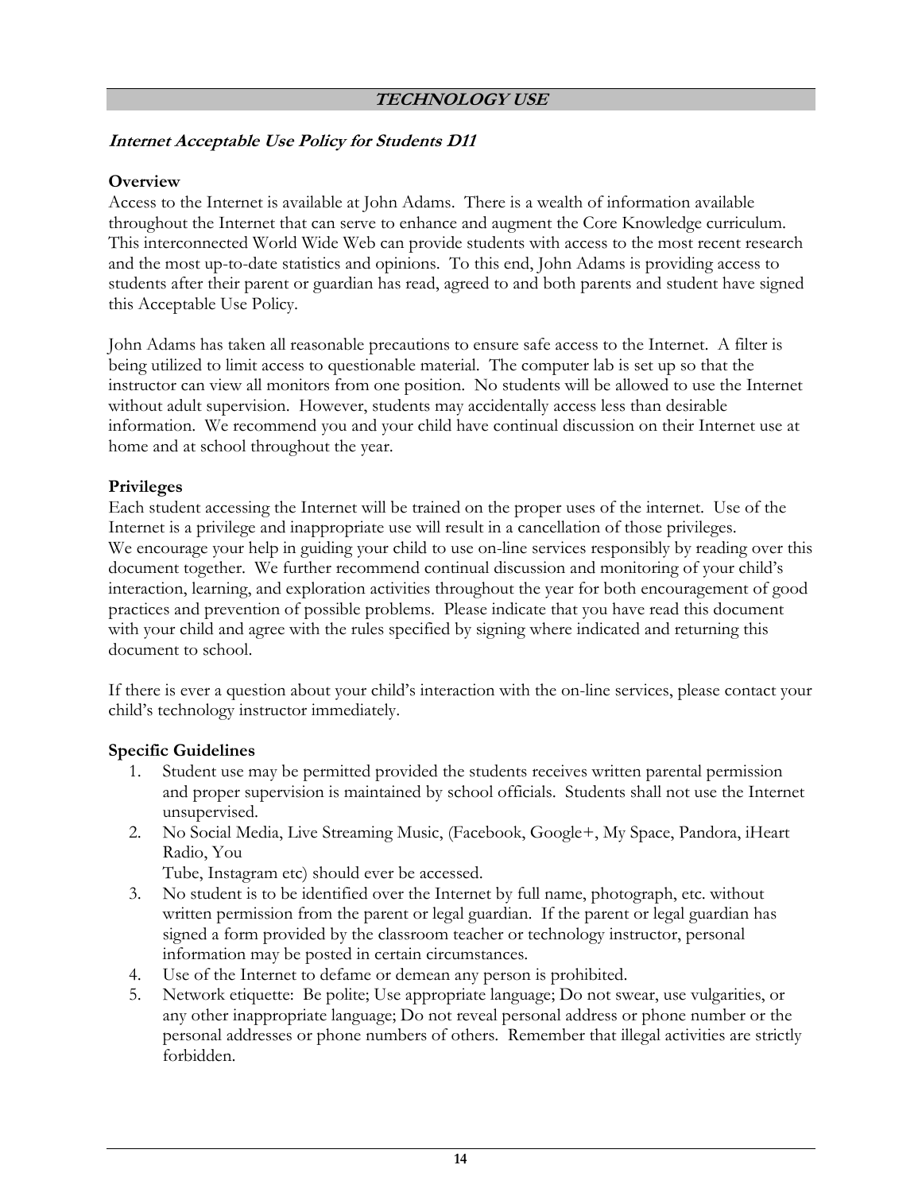## ***TECHNOLOGY USE***

### ***Internet Acceptable Use Policy for Students D11***

**Overview**

Access to the Internet is available at John Adams. There is a wealth of information available throughout the Internet that can serve to enhance and augment the Core Knowledge curriculum. This interconnected World Wide Web can provide students with access to the most recent research and the most up-to-date statistics and opinions. To this end, John Adams is providing access to students after their parent or guardian has read, agreed to and both parents and student have signed this Acceptable Use Policy.

John Adams has taken all reasonable precautions to ensure safe access to the Internet. A filter is being utilized to limit access to questionable material. The computer lab is set up so that the instructor can view all monitors from one position. No students will be allowed to use the Internet without adult supervision. However, students may accidentally access less than desirable information. We recommend you and your child have continual discussion on their Internet use at home and at school throughout the year.

**Privileges**

Each student accessing the Internet will be trained on the proper uses of the internet. Use of the Internet is a privilege and inappropriate use will result in a cancellation of those privileges. We encourage your help in guiding your child to use on-line services responsibly by reading over this document together. We further recommend continual discussion and monitoring of your child's interaction, learning, and exploration activities throughout the year for both encouragement of good practices and prevention of possible problems. Please indicate that you have read this document with your child and agree with the rules specified by signing where indicated and returning this document to school.

If there is ever a question about your child's interaction with the on-line services, please contact your child's technology instructor immediately.

**Specific Guidelines**

1. Student use may be permitted provided the students receives written parental permission and proper supervision is maintained by school officials. Students shall not use the Internet unsupervised.
2. No Social Media, Live Streaming Music, (Facebook, Google+, My Space, Pandora, iHeart Radio, You Tube, Instagram etc) should ever be accessed.
3. No student is to be identified over the Internet by full name, photograph, etc. without written permission from the parent or legal guardian. If the parent or legal guardian has signed a form provided by the classroom teacher or technology instructor, personal information may be posted in certain circumstances.
4. Use of the Internet to defame or demean any person is prohibited.
5. Network etiquette: Be polite; Use appropriate language; Do not swear, use vulgarities, or any other inappropriate language; Do not reveal personal address or phone number or the personal addresses or phone numbers of others. Remember that illegal activities are strictly forbidden.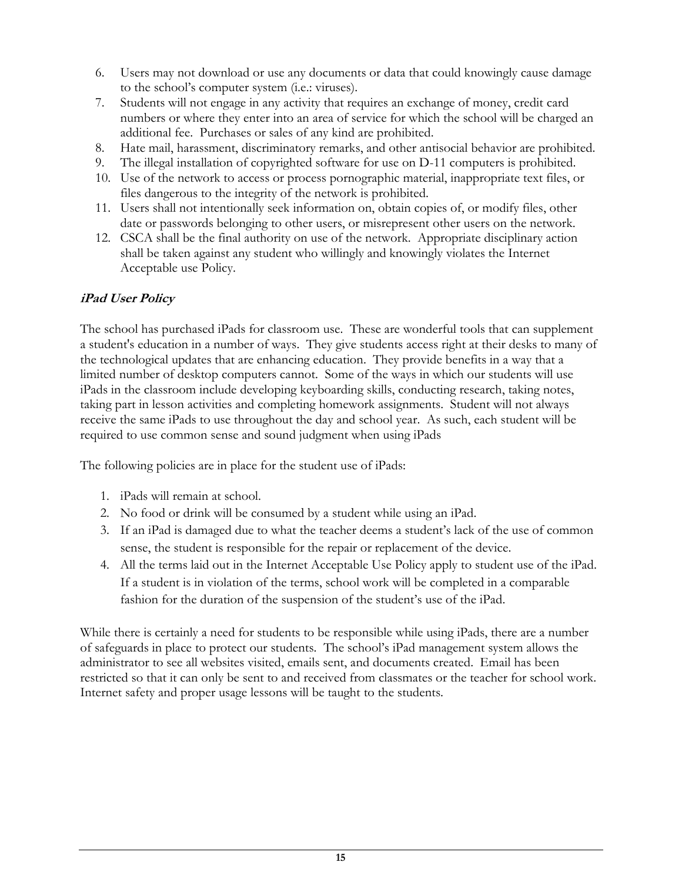6. Users may not download or use any documents or data that could knowingly cause damage to the school's computer system (i.e.: viruses).
7. Students will not engage in any activity that requires an exchange of money, credit card numbers or where they enter into an area of service for which the school will be charged an additional fee. Purchases or sales of any kind are prohibited.
8. Hate mail, harassment, discriminatory remarks, and other antisocial behavior are prohibited.
9. The illegal installation of copyrighted software for use on D-11 computers is prohibited.
10. Use of the network to access or process pornographic material, inappropriate text files, or files dangerous to the integrity of the network is prohibited.
11. Users shall not intentionally seek information on, obtain copies of, or modify files, other date or passwords belonging to other users, or misrepresent other users on the network.
12. CSCA shall be the final authority on use of the network. Appropriate disciplinary action shall be taken against any student who willingly and knowingly violates the Internet Acceptable use Policy.

### *iPad User Policy*

The school has purchased iPads for classroom use. These are wonderful tools that can supplement a student's education in a number of ways. They give students access right at their desks to many of the technological updates that are enhancing education. They provide benefits in a way that a limited number of desktop computers cannot. Some of the ways in which our students will use iPads in the classroom include developing keyboarding skills, conducting research, taking notes, taking part in lesson activities and completing homework assignments. Student will not always receive the same iPads to use throughout the day and school year. As such, each student will be required to use common sense and sound judgment when using iPads

The following policies are in place for the student use of iPads:

1. iPads will remain at school.
2. No food or drink will be consumed by a student while using an iPad.
3. If an iPad is damaged due to what the teacher deems a student's lack of the use of common sense, the student is responsible for the repair or replacement of the device.
4. All the terms laid out in the Internet Acceptable Use Policy apply to student use of the iPad. If a student is in violation of the terms, school work will be completed in a comparable fashion for the duration of the suspension of the student's use of the iPad.

While there is certainly a need for students to be responsible while using iPads, there are a number of safeguards in place to protect our students. The school's iPad management system allows the administrator to see all websites visited, emails sent, and documents created. Email has been restricted so that it can only be sent to and received from classmates or the teacher for school work. Internet safety and proper usage lessons will be taught to the students.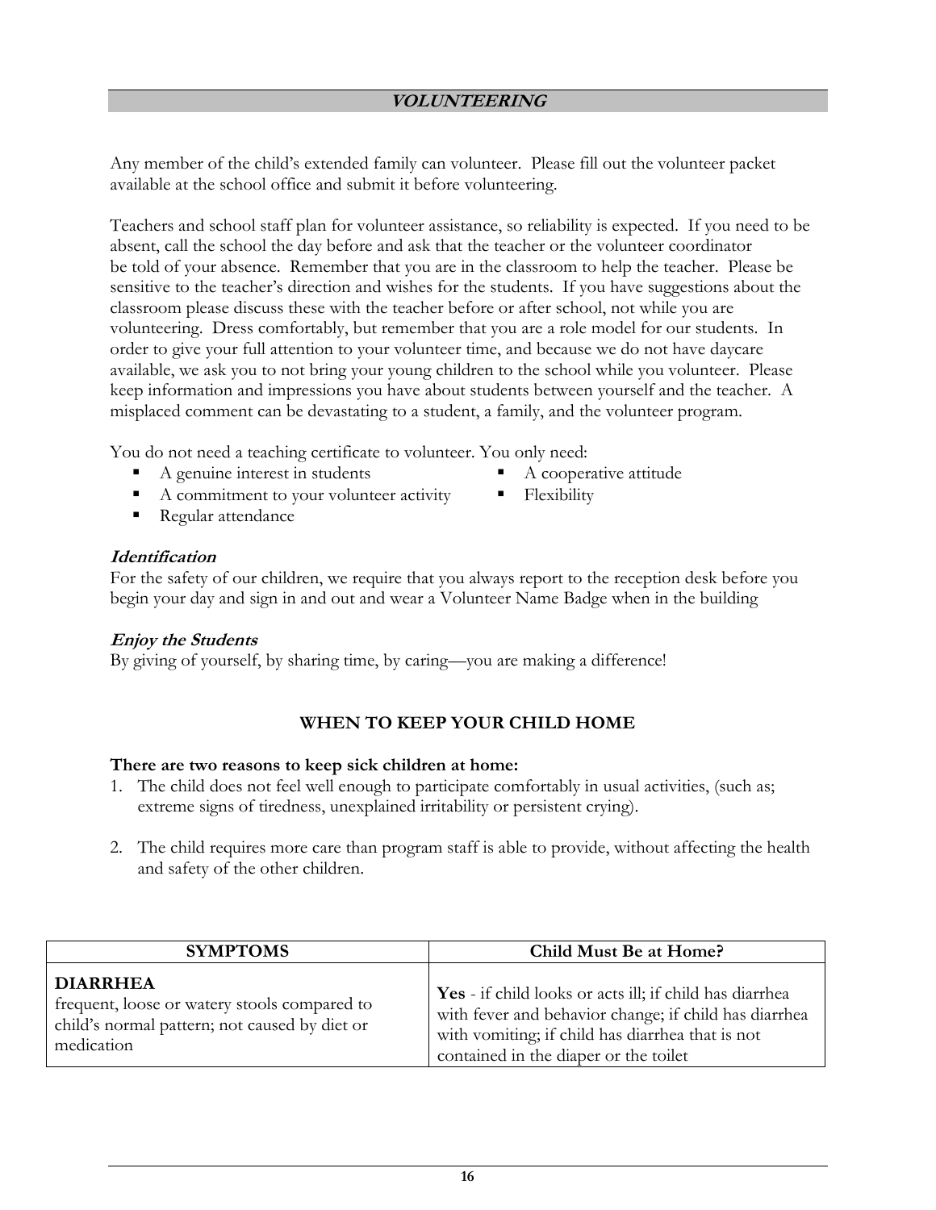## *VOLUNTEERING*

Any member of the child's extended family can volunteer. Please fill out the volunteer packet available at the school office and submit it before volunteering.

Teachers and school staff plan for volunteer assistance, so reliability is expected. If you need to be absent, call the school the day before and ask that the teacher or the volunteer coordinator be told of your absence. Remember that you are in the classroom to help the teacher. Please be sensitive to the teacher's direction and wishes for the students. If you have suggestions about the classroom please discuss these with the teacher before or after school, not while you are volunteering. Dress comfortably, but remember that you are a role model for our students. In order to give your full attention to your volunteer time, and because we do not have daycare available, we ask you to not bring your young children to the school while you volunteer. Please keep information and impressions you have about students between yourself and the teacher. A misplaced comment can be devastating to a student, a family, and the volunteer program.

You do not need a teaching certificate to volunteer. You only need:

- A genuine interest in students
- A commitment to your volunteer activity
- Regular attendance
- A cooperative attitude
- Flexibility

### *Identification*

For the safety of our children, we require that you always report to the reception desk before you begin your day and sign in and out and wear a Volunteer Name Badge when in the building

### *Enjoy the Students*

By giving of yourself, by sharing time, by caring—you are making a difference!

## WHEN TO KEEP YOUR CHILD HOME

**There are two reasons to keep sick children at home:**

1. The child does not feel well enough to participate comfortably in usual activities, (such as; extreme signs of tiredness, unexplained irritability or persistent crying).

2. The child requires more care than program staff is able to provide, without affecting the health and safety of the other children.

| SYMPTOMS | Child Must Be at Home? |
|---|---|
| **DIARRHEA** frequent, loose or watery stools compared to child's normal pattern; not caused by diet or medication | **Yes** - if child looks or acts ill; if child has diarrhea with fever and behavior change; if child has diarrhea with vomiting; if child has diarrhea that is not contained in the diaper or the toilet |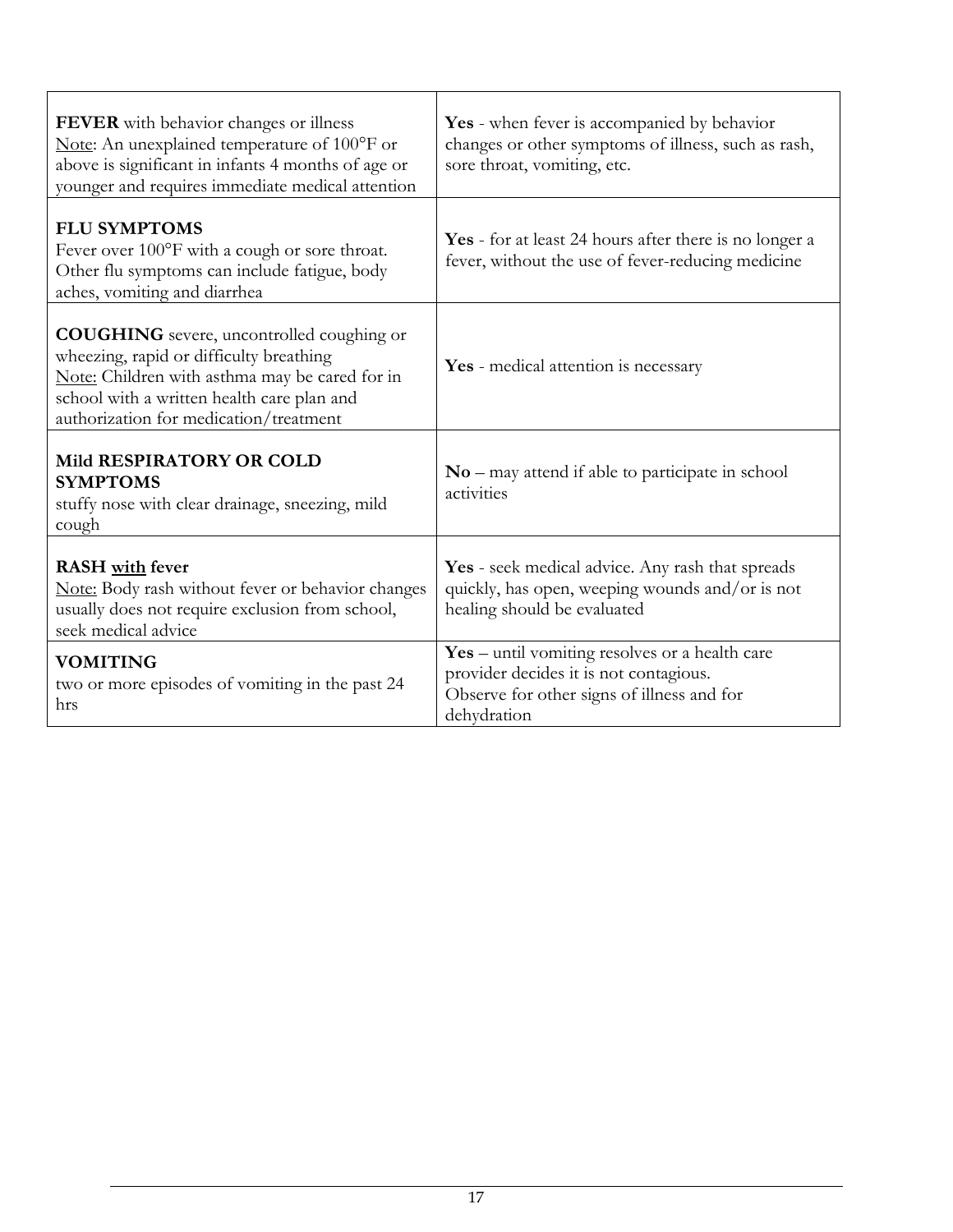| | |
|---|---|
| **FEVER** with behavior changes or illness<br>Note: An unexplained temperature of 100°F or above is significant in infants 4 months of age or younger and requires immediate medical attention | **Yes** - when fever is accompanied by behavior changes or other symptoms of illness, such as rash, sore throat, vomiting, etc. |
| **FLU SYMPTOMS**<br>Fever over 100°F with a cough or sore throat. Other flu symptoms can include fatigue, body aches, vomiting and diarrhea | **Yes** - for at least 24 hours after there is no longer a fever, without the use of fever-reducing medicine |
| **COUGHING** severe, uncontrolled coughing or wheezing, rapid or difficulty breathing<br>Note: Children with asthma may be cared for in school with a written health care plan and authorization for medication/treatment | **Yes** - medical attention is necessary |
| **Mild RESPIRATORY OR COLD SYMPTOMS**<br>stuffy nose with clear drainage, sneezing, mild cough | **No** – may attend if able to participate in school activities |
| **RASH with fever**<br>Note: Body rash without fever or behavior changes usually does not require exclusion from school, seek medical advice | **Yes** - seek medical advice. Any rash that spreads quickly, has open, weeping wounds and/or is not healing should be evaluated |
| **VOMITING**<br>two or more episodes of vomiting in the past 24 hrs | **Yes** – until vomiting resolves or a health care provider decides it is not contagious.<br>Observe for other signs of illness and for dehydration |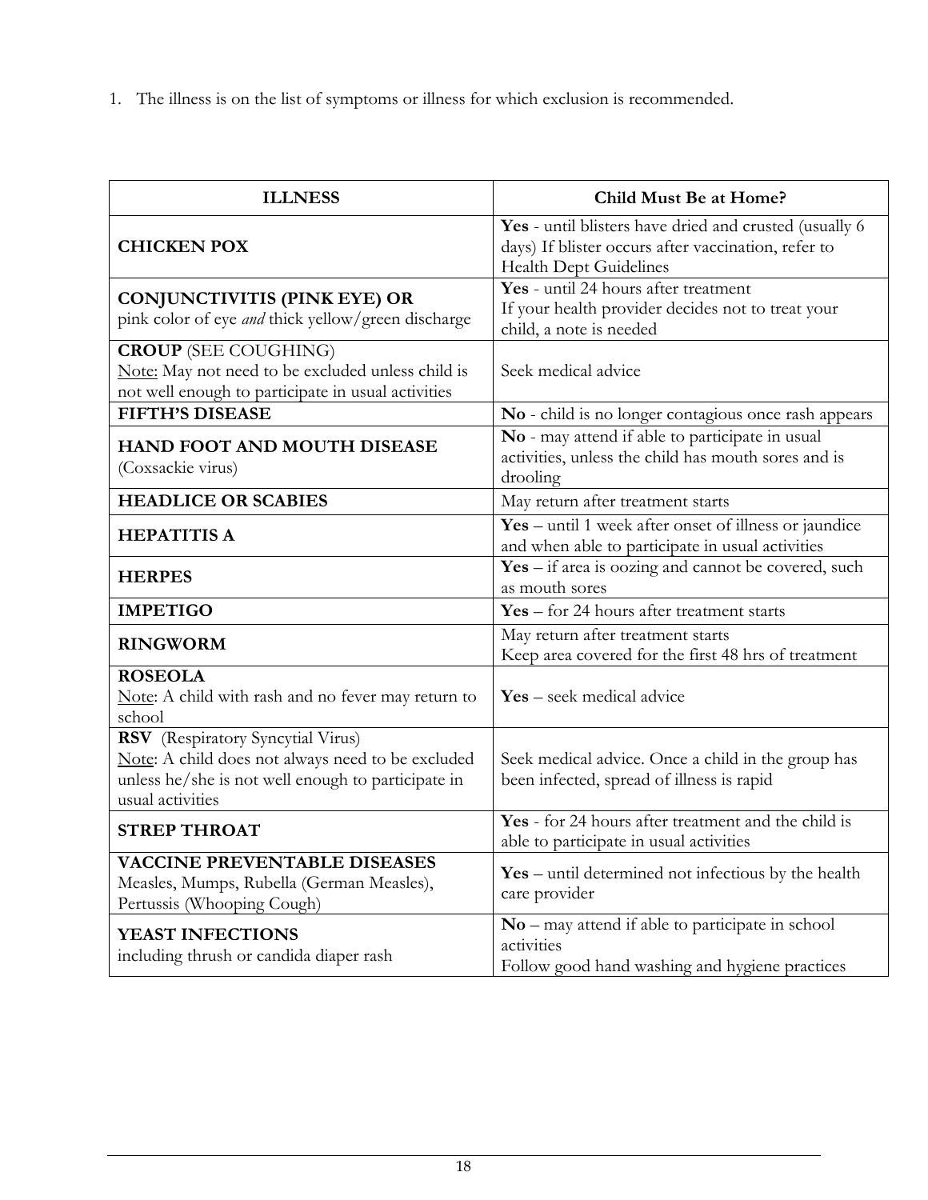1. The illness is on the list of symptoms or illness for which exclusion is recommended.

| ILLNESS | Child Must Be at Home? |
|---|---|
| **CHICKEN POX** | **Yes** - until blisters have dried and crusted (usually 6 days) If blister occurs after vaccination, refer to Health Dept Guidelines |
| **CONJUNCTIVITIS (PINK EYE) OR** pink color of eye *and* thick yellow/green discharge | **Yes** - until 24 hours after treatment If your health provider decides not to treat your child, a note is needed |
| **CROUP** (SEE COUGHING) Note: May not need to be excluded unless child is not well enough to participate in usual activities | Seek medical advice |
| **FIFTH'S DISEASE** | **No** - child is no longer contagious once rash appears |
| **HAND FOOT AND MOUTH DISEASE** (Coxsackie virus) | **No** - may attend if able to participate in usual activities, unless the child has mouth sores and is drooling |
| **HEADLICE OR SCABIES** | May return after treatment starts |
| **HEPATITIS A** | **Yes** – until 1 week after onset of illness or jaundice and when able to participate in usual activities |
| **HERPES** | **Yes** – if area is oozing and cannot be covered, such as mouth sores |
| **IMPETIGO** | **Yes** – for 24 hours after treatment starts |
| **RINGWORM** | May return after treatment starts Keep area covered for the first 48 hrs of treatment |
| **ROSEOLA** Note: A child with rash and no fever may return to school | **Yes** – seek medical advice |
| **RSV** (Respiratory Syncytial Virus) Note: A child does not always need to be excluded unless he/she is not well enough to participate in usual activities | Seek medical advice. Once a child in the group has been infected, spread of illness is rapid |
| **STREP THROAT** | **Yes** - for 24 hours after treatment and the child is able to participate in usual activities |
| **VACCINE PREVENTABLE DISEASES** Measles, Mumps, Rubella (German Measles), Pertussis (Whooping Cough) | **Yes** – until determined not infectious by the health care provider |
| **YEAST INFECTIONS** including thrush or candida diaper rash | **No** – may attend if able to participate in school activities Follow good hand washing and hygiene practices |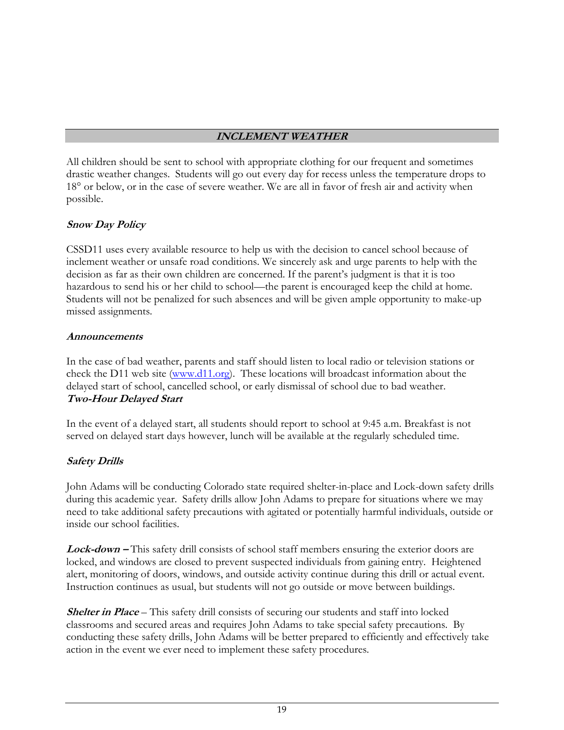## INCLEMENT WEATHER

All children should be sent to school with appropriate clothing for our frequent and sometimes drastic weather changes. Students will go out every day for recess unless the temperature drops to 18° or below, or in the case of severe weather. We are all in favor of fresh air and activity when possible.

### Snow Day Policy

CSSD11 uses every available resource to help us with the decision to cancel school because of inclement weather or unsafe road conditions. We sincerely ask and urge parents to help with the decision as far as their own children are concerned. If the parent's judgment is that it is too hazardous to send his or her child to school—the parent is encouraged keep the child at home. Students will not be penalized for such absences and will be given ample opportunity to make-up missed assignments.

### Announcements

In the case of bad weather, parents and staff should listen to local radio or television stations or check the D11 web site (www.d11.org). These locations will broadcast information about the delayed start of school, cancelled school, or early dismissal of school due to bad weather.

### Two-Hour Delayed Start

In the event of a delayed start, all students should report to school at 9:45 a.m. Breakfast is not served on delayed start days however, lunch will be available at the regularly scheduled time.

### Safety Drills

John Adams will be conducting Colorado state required shelter-in-place and Lock-down safety drills during this academic year. Safety drills allow John Adams to prepare for situations where we may need to take additional safety precautions with agitated or potentially harmful individuals, outside or inside our school facilities.

***Lock-down –*** This safety drill consists of school staff members ensuring the exterior doors are locked, and windows are closed to prevent suspected individuals from gaining entry. Heightened alert, monitoring of doors, windows, and outside activity continue during this drill or actual event. Instruction continues as usual, but students will not go outside or move between buildings.

***Shelter in Place*** – This safety drill consists of securing our students and staff into locked classrooms and secured areas and requires John Adams to take special safety precautions. By conducting these safety drills, John Adams will be better prepared to efficiently and effectively take action in the event we ever need to implement these safety procedures.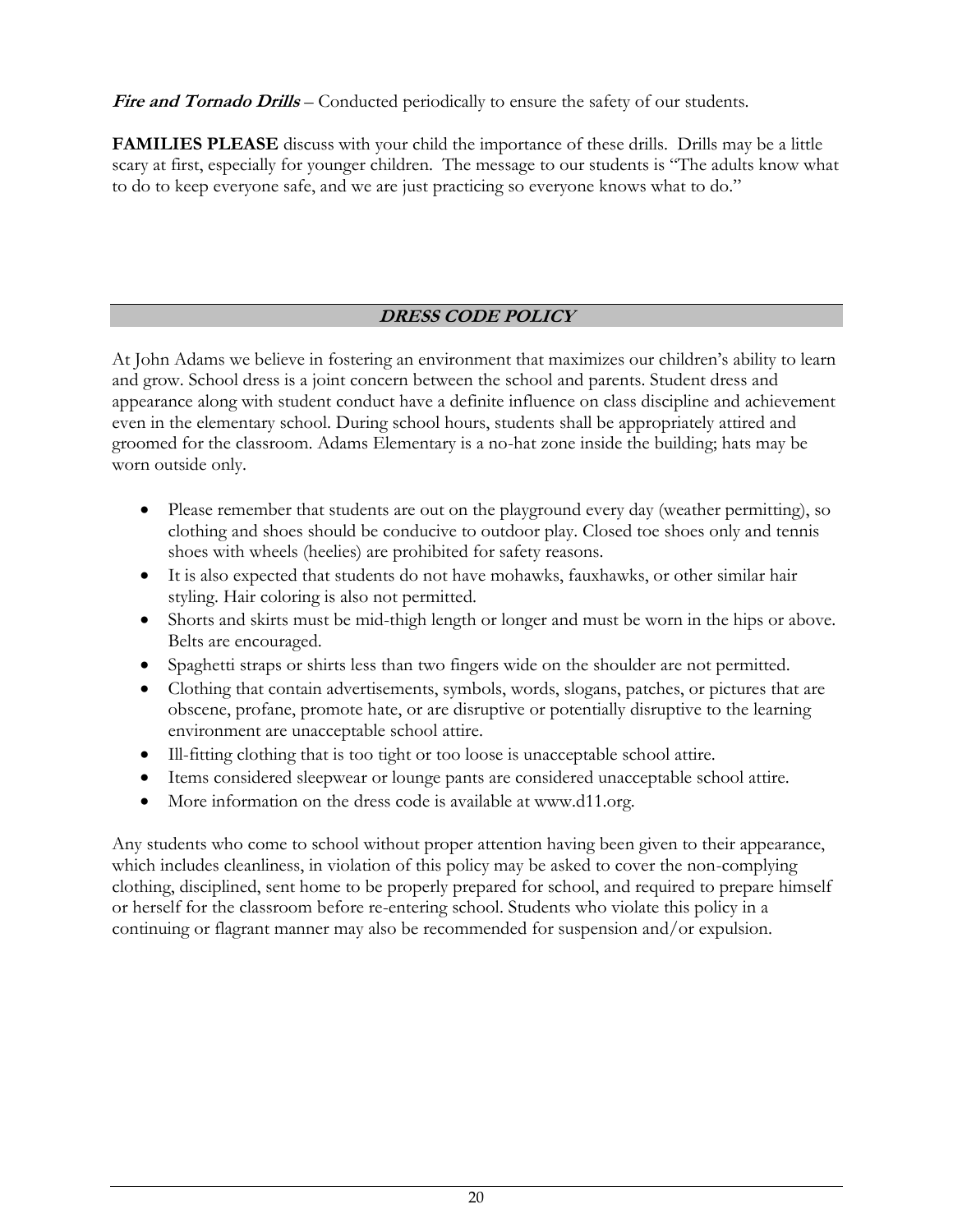***Fire and Tornado Drills*** – Conducted periodically to ensure the safety of our students.

**FAMILIES PLEASE** discuss with your child the importance of these drills. Drills may be a little scary at first, especially for younger children. The message to our students is "The adults know what to do to keep everyone safe, and we are just practicing so everyone knows what to do."

## ***DRESS CODE POLICY***

At John Adams we believe in fostering an environment that maximizes our children's ability to learn and grow. School dress is a joint concern between the school and parents. Student dress and appearance along with student conduct have a definite influence on class discipline and achievement even in the elementary school. During school hours, students shall be appropriately attired and groomed for the classroom. Adams Elementary is a no-hat zone inside the building; hats may be worn outside only.

- Please remember that students are out on the playground every day (weather permitting), so clothing and shoes should be conducive to outdoor play. Closed toe shoes only and tennis shoes with wheels (heelies) are prohibited for safety reasons.
- It is also expected that students do not have mohawks, fauxhawks, or other similar hair styling. Hair coloring is also not permitted.
- Shorts and skirts must be mid-thigh length or longer and must be worn in the hips or above. Belts are encouraged.
- Spaghetti straps or shirts less than two fingers wide on the shoulder are not permitted.
- Clothing that contain advertisements, symbols, words, slogans, patches, or pictures that are obscene, profane, promote hate, or are disruptive or potentially disruptive to the learning environment are unacceptable school attire.
- Ill-fitting clothing that is too tight or too loose is unacceptable school attire.
- Items considered sleepwear or lounge pants are considered unacceptable school attire.
- More information on the dress code is available at www.d11.org.

Any students who come to school without proper attention having been given to their appearance, which includes cleanliness, in violation of this policy may be asked to cover the non-complying clothing, disciplined, sent home to be properly prepared for school, and required to prepare himself or herself for the classroom before re-entering school. Students who violate this policy in a continuing or flagrant manner may also be recommended for suspension and/or expulsion.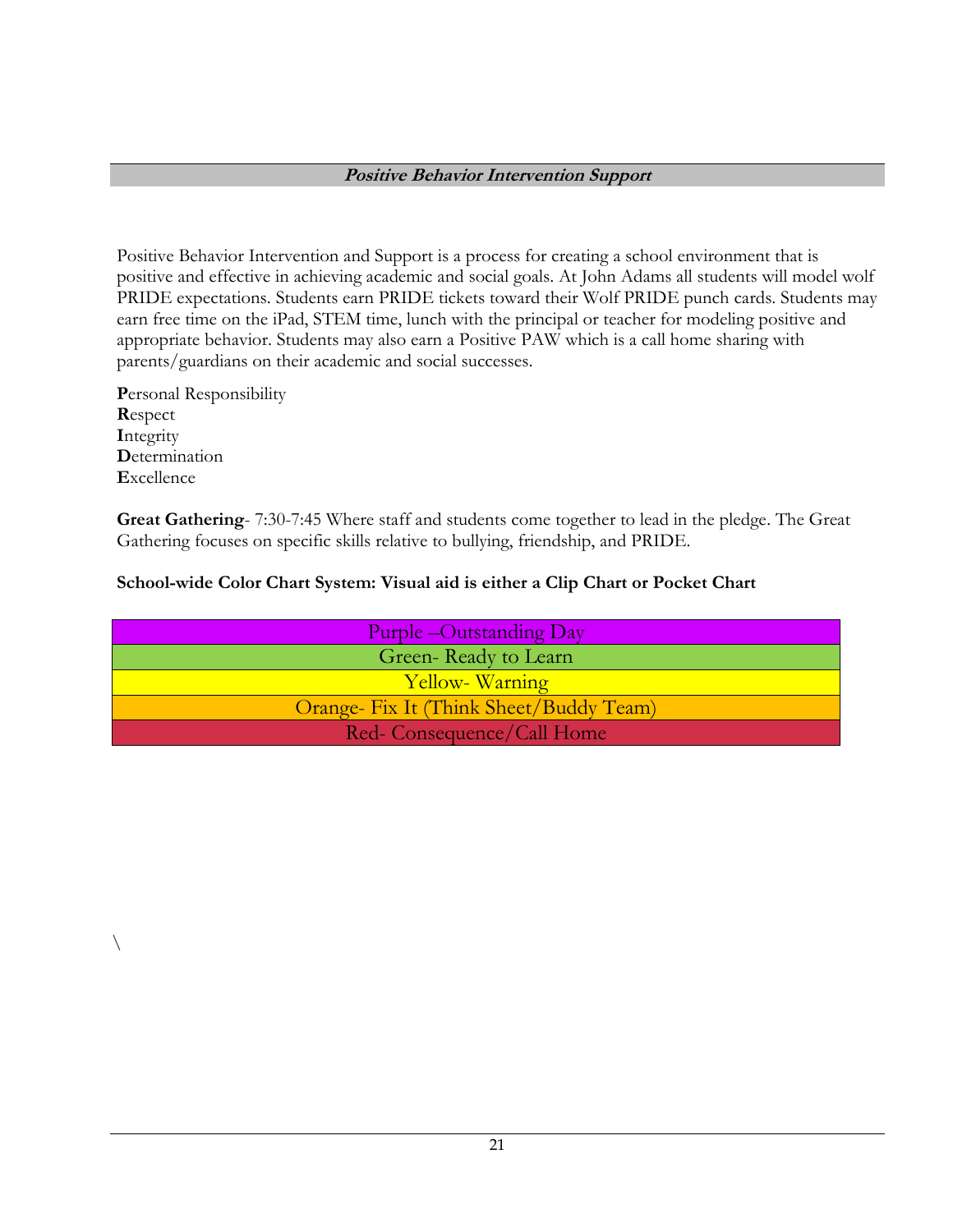## *Positive Behavior Intervention Support*

Positive Behavior Intervention and Support is a process for creating a school environment that is positive and effective in achieving academic and social goals. At John Adams all students will model wolf PRIDE expectations. Students earn PRIDE tickets toward their Wolf PRIDE punch cards. Students may earn free time on the iPad, STEM time, lunch with the principal or teacher for modeling positive and appropriate behavior. Students may also earn a Positive PAW which is a call home sharing with parents/guardians on their academic and social successes.

**P**ersonal Responsibility
**R**espect
**I**ntegrity
**D**etermination
**E**xcellence

**Great Gathering**- 7:30-7:45 Where staff and students come together to lead in the pledge. The Great Gathering focuses on specific skills relative to bullying, friendship, and PRIDE.

**School-wide Color Chart System: Visual aid is either a Clip Chart or Pocket Chart**

| |
|---|
| Purple –Outstanding Day |
| Green- Ready to Learn |
| Yellow- Warning |
| Orange- Fix It (Think Sheet/Buddy Team) |
| Red- Consequence/Call Home |

\